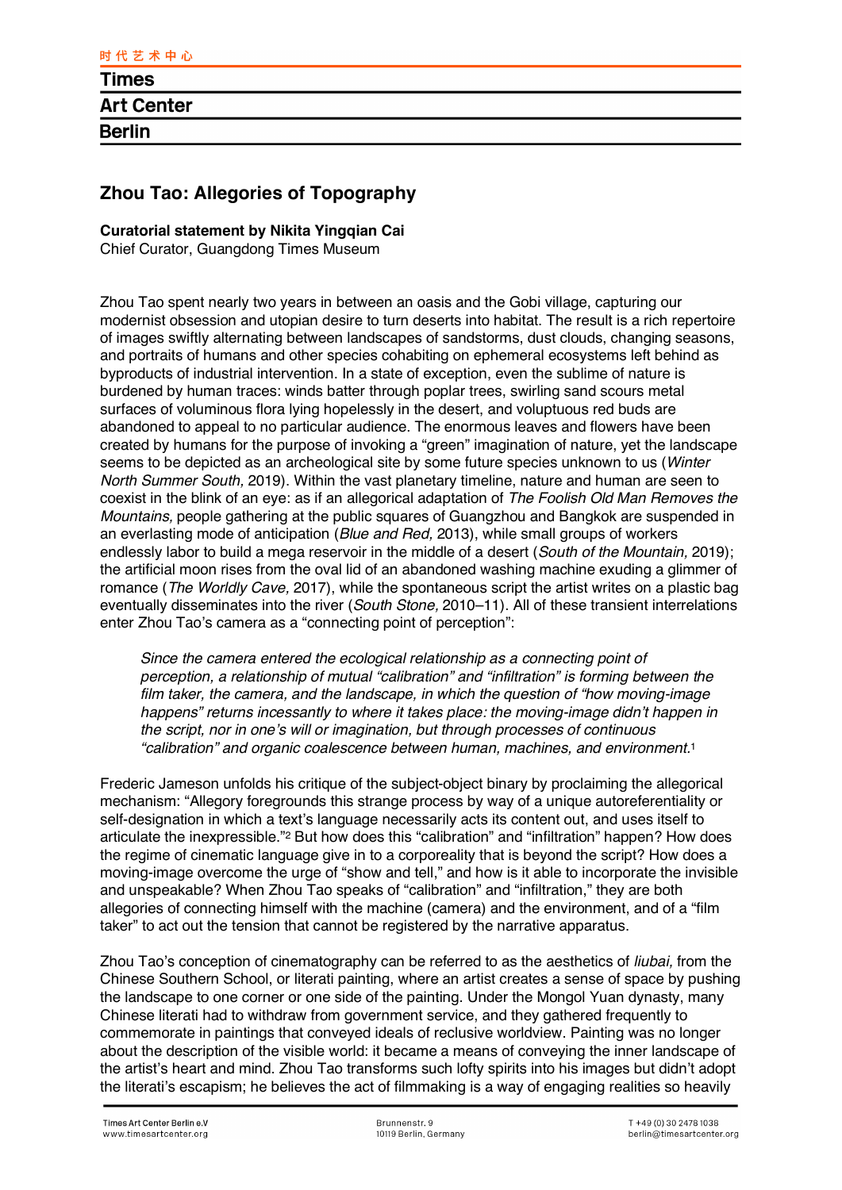# Zhou Tao: Allegories of Topography

**Curatorial statement by Nikita Yingqian Cai**
Chief Curator, Guangdong Times Museum

Zhou Tao spent nearly two years in between an oasis and the Gobi village, capturing our modernist obsession and utopian desire to turn deserts into habitat. The result is a rich repertoire of images swiftly alternating between landscapes of sandstorms, dust clouds, changing seasons, and portraits of humans and other species cohabiting on ephemeral ecosystems left behind as byproducts of industrial intervention. In a state of exception, even the sublime of nature is burdened by human traces: winds batter through poplar trees, swirling sand scours metal surfaces of voluminous flora lying hopelessly in the desert, and voluptuous red buds are abandoned to appeal to no particular audience. The enormous leaves and flowers have been created by humans for the purpose of invoking a "green" imagination of nature, yet the landscape seems to be depicted as an archeological site by some future species unknown to us (*Winter North Summer South,* 2019). Within the vast planetary timeline, nature and human are seen to coexist in the blink of an eye: as if an allegorical adaptation of *The Foolish Old Man Removes the Mountains,* people gathering at the public squares of Guangzhou and Bangkok are suspended in an everlasting mode of anticipation (*Blue and Red,* 2013), while small groups of workers endlessly labor to build a mega reservoir in the middle of a desert (*South of the Mountain,* 2019); the artificial moon rises from the oval lid of an abandoned washing machine exuding a glimmer of romance (*The Worldly Cave,* 2017), while the spontaneous script the artist writes on a plastic bag eventually disseminates into the river (*South Stone,* 2010–11). All of these transient interrelations enter Zhou Tao's camera as a "connecting point of perception":

> *Since the camera entered the ecological relationship as a connecting point of perception, a relationship of mutual "calibration" and "infiltration" is forming between the film taker, the camera, and the landscape, in which the question of "how moving-image happens" returns incessantly to where it takes place: the moving-image didn't happen in the script, nor in one's will or imagination, but through processes of continuous "calibration" and organic coalescence between human, machines, and environment.*[1]

Frederic Jameson unfolds his critique of the subject-object binary by proclaiming the allegorical mechanism: "Allegory foregrounds this strange process by way of a unique autoreferentiality or self-designation in which a text's language necessarily acts its content out, and uses itself to articulate the inexpressible."[2] But how does this "calibration" and "infiltration" happen? How does the regime of cinematic language give in to a corporeality that is beyond the script? How does a moving-image overcome the urge of "show and tell," and how is it able to incorporate the invisible and unspeakable? When Zhou Tao speaks of "calibration" and "infiltration," they are both allegories of connecting himself with the machine (camera) and the environment, and of a "film taker" to act out the tension that cannot be registered by the narrative apparatus.

Zhou Tao's conception of cinematography can be referred to as the aesthetics of *liubai,* from the Chinese Southern School, or literati painting, where an artist creates a sense of space by pushing the landscape to one corner or one side of the painting. Under the Mongol Yuan dynasty, many Chinese literati had to withdraw from government service, and they gathered frequently to commemorate in paintings that conveyed ideals of reclusive worldview. Painting was no longer about the description of the visible world: it became a means of conveying the inner landscape of the artist's heart and mind. Zhou Tao transforms such lofty spirits into his images but didn't adopt the literati's escapism; he believes the act of filmmaking is a way of engaging realities so heavily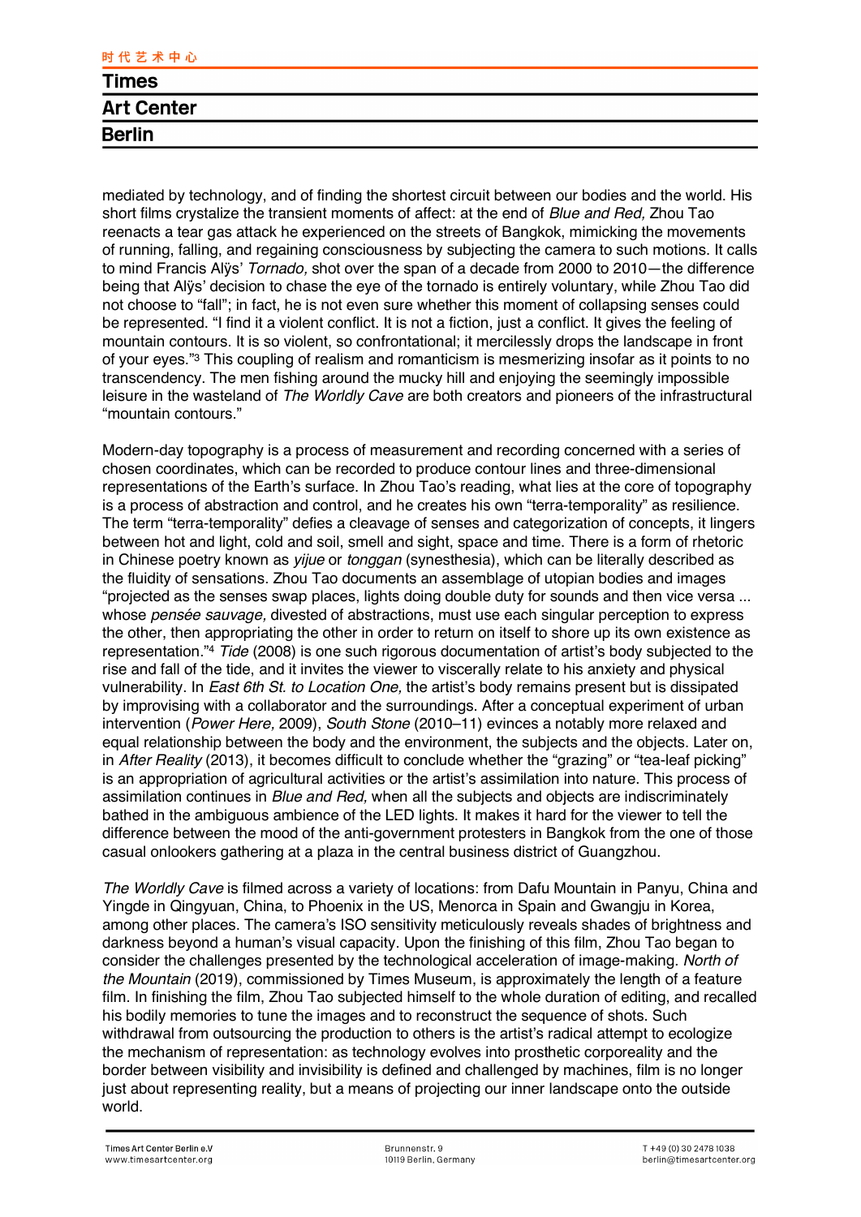mediated by technology, and of finding the shortest circuit between our bodies and the world. His short films crystalize the transient moments of affect: at the end of *Blue and Red,* Zhou Tao reenacts a tear gas attack he experienced on the streets of Bangkok, mimicking the movements of running, falling, and regaining consciousness by subjecting the camera to such motions. It calls to mind Francis Alÿs' *Tornado,* shot over the span of a decade from 2000 to 2010—the difference being that Alÿs' decision to chase the eye of the tornado is entirely voluntary, while Zhou Tao did not choose to "fall"; in fact, he is not even sure whether this moment of collapsing senses could be represented. "I find it a violent conflict. It is not a fiction, just a conflict. It gives the feeling of mountain contours. It is so violent, so confrontational; it mercilessly drops the landscape in front of your eyes."[3] This coupling of realism and romanticism is mesmerizing insofar as it points to no transcendency. The men fishing around the mucky hill and enjoying the seemingly impossible leisure in the wasteland of *The Worldly Cave* are both creators and pioneers of the infrastructural "mountain contours."

Modern-day topography is a process of measurement and recording concerned with a series of chosen coordinates, which can be recorded to produce contour lines and three-dimensional representations of the Earth's surface. In Zhou Tao's reading, what lies at the core of topography is a process of abstraction and control, and he creates his own "terra-temporality" as resilience. The term "terra-temporality" defies a cleavage of senses and categorization of concepts, it lingers between hot and light, cold and soil, smell and sight, space and time. There is a form of rhetoric in Chinese poetry known as *yijue* or *tonggan* (synesthesia), which can be literally described as the fluidity of sensations. Zhou Tao documents an assemblage of utopian bodies and images "projected as the senses swap places, lights doing double duty for sounds and then vice versa ... whose *pensée sauvage,* divested of abstractions, must use each singular perception to express the other, then appropriating the other in order to return on itself to shore up its own existence as representation."[4] *Tide* (2008) is one such rigorous documentation of artist's body subjected to the rise and fall of the tide, and it invites the viewer to viscerally relate to his anxiety and physical vulnerability. In *East 6th St. to Location One,* the artist's body remains present but is dissipated by improvising with a collaborator and the surroundings. After a conceptual experiment of urban intervention (*Power Here,* 2009), *South Stone* (2010–11) evinces a notably more relaxed and equal relationship between the body and the environment, the subjects and the objects. Later on, in *After Reality* (2013), it becomes difficult to conclude whether the "grazing" or "tea-leaf picking" is an appropriation of agricultural activities or the artist's assimilation into nature. This process of assimilation continues in *Blue and Red,* when all the subjects and objects are indiscriminately bathed in the ambiguous ambience of the LED lights. It makes it hard for the viewer to tell the difference between the mood of the anti-government protesters in Bangkok from the one of those casual onlookers gathering at a plaza in the central business district of Guangzhou.

*The Worldly Cave* is filmed across a variety of locations: from Dafu Mountain in Panyu, China and Yingde in Qingyuan, China, to Phoenix in the US, Menorca in Spain and Gwangju in Korea, among other places. The camera's ISO sensitivity meticulously reveals shades of brightness and darkness beyond a human's visual capacity. Upon the finishing of this film, Zhou Tao began to consider the challenges presented by the technological acceleration of image-making. *North of the Mountain* (2019), commissioned by Times Museum, is approximately the length of a feature film. In finishing the film, Zhou Tao subjected himself to the whole duration of editing, and recalled his bodily memories to tune the images and to reconstruct the sequence of shots. Such withdrawal from outsourcing the production to others is the artist's radical attempt to ecologize the mechanism of representation: as technology evolves into prosthetic corporeality and the border between visibility and invisibility is defined and challenged by machines, film is no longer just about representing reality, but a means of projecting our inner landscape onto the outside world.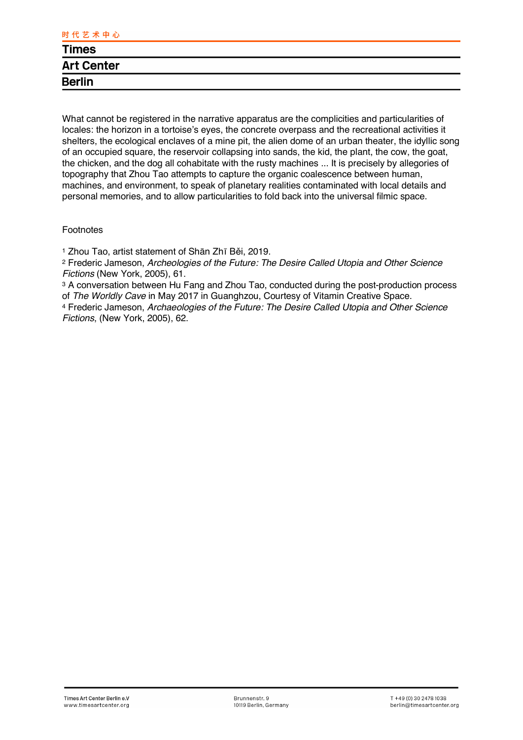What cannot be registered in the narrative apparatus are the complicities and particularities of locales: the horizon in a tortoise's eyes, the concrete overpass and the recreational activities it shelters, the ecological enclaves of a mine pit, the alien dome of an urban theater, the idyllic song of an occupied square, the reservoir collapsing into sands, the kid, the plant, the cow, the goat, the chicken, and the dog all cohabitate with the rusty machines ... It is precisely by allegories of topography that Zhou Tao attempts to capture the organic coalescence between human, machines, and environment, to speak of planetary realities contaminated with local details and personal memories, and to allow particularities to fold back into the universal filmic space.

Footnotes

[1] Zhou Tao, artist statement of Shān Zhī Běi, 2019.
[2] Frederic Jameson, *Archeologies of the Future: The Desire Called Utopia and Other Science Fictions* (New York, 2005), 61.
[3] A conversation between Hu Fang and Zhou Tao, conducted during the post-production process of *The Worldly Cave* in May 2017 in Guanghzou, Courtesy of Vitamin Creative Space.
[4] Frederic Jameson, *Archaeologies of the Future: The Desire Called Utopia and Other Science Fictions*, (New York, 2005), 62.